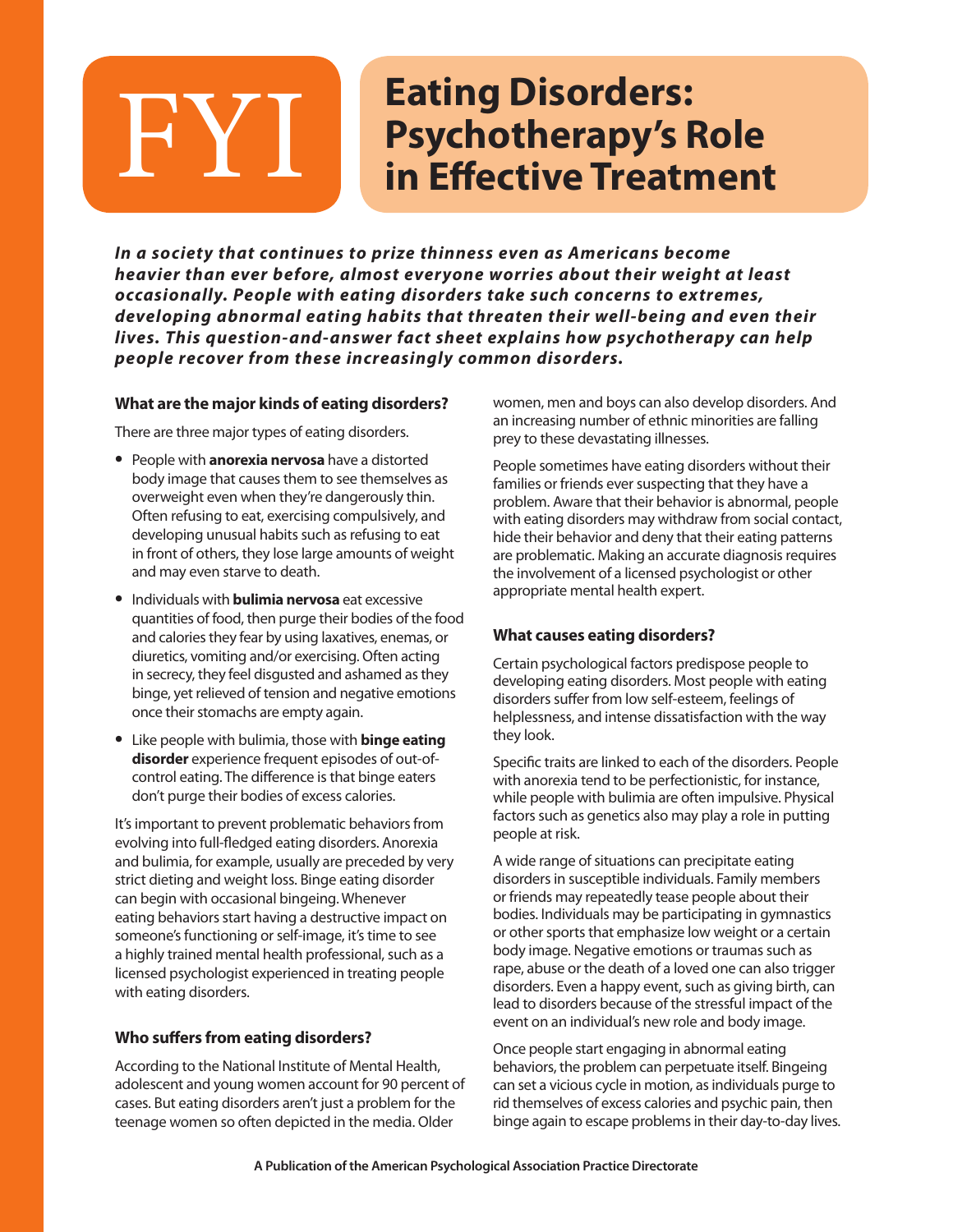# FYI

# Eating Disorders: Psychotherapy's Role in Effective Treatment

***In a society that continues to prize thinness even as Americans become heavier than ever before, almost everyone worries about their weight at least occasionally. People with eating disorders take such concerns to extremes, developing abnormal eating habits that threaten their well-being and even their lives. This question-and-answer fact sheet explains how psychotherapy can help people recover from these increasingly common disorders.***

### What are the major kinds of eating disorders?

There are three major types of eating disorders.

- People with **anorexia nervosa** have a distorted body image that causes them to see themselves as overweight even when they're dangerously thin. Often refusing to eat, exercising compulsively, and developing unusual habits such as refusing to eat in front of others, they lose large amounts of weight and may even starve to death.
- Individuals with **bulimia nervosa** eat excessive quantities of food, then purge their bodies of the food and calories they fear by using laxatives, enemas, or diuretics, vomiting and/or exercising. Often acting in secrecy, they feel disgusted and ashamed as they binge, yet relieved of tension and negative emotions once their stomachs are empty again.
- Like people with bulimia, those with **binge eating disorder** experience frequent episodes of out-of-control eating. The difference is that binge eaters don't purge their bodies of excess calories.

It's important to prevent problematic behaviors from evolving into full-fledged eating disorders. Anorexia and bulimia, for example, usually are preceded by very strict dieting and weight loss. Binge eating disorder can begin with occasional bingeing. Whenever eating behaviors start having a destructive impact on someone's functioning or self-image, it's time to see a highly trained mental health professional, such as a licensed psychologist experienced in treating people with eating disorders.

### Who suffers from eating disorders?

According to the National Institute of Mental Health, adolescent and young women account for 90 percent of cases. But eating disorders aren't just a problem for the teenage women so often depicted in the media. Older women, men and boys can also develop disorders. And an increasing number of ethnic minorities are falling prey to these devastating illnesses.

People sometimes have eating disorders without their families or friends ever suspecting that they have a problem. Aware that their behavior is abnormal, people with eating disorders may withdraw from social contact, hide their behavior and deny that their eating patterns are problematic. Making an accurate diagnosis requires the involvement of a licensed psychologist or other appropriate mental health expert.

### What causes eating disorders?

Certain psychological factors predispose people to developing eating disorders. Most people with eating disorders suffer from low self-esteem, feelings of helplessness, and intense dissatisfaction with the way they look.

Specific traits are linked to each of the disorders. People with anorexia tend to be perfectionistic, for instance, while people with bulimia are often impulsive. Physical factors such as genetics also may play a role in putting people at risk.

A wide range of situations can precipitate eating disorders in susceptible individuals. Family members or friends may repeatedly tease people about their bodies. Individuals may be participating in gymnastics or other sports that emphasize low weight or a certain body image. Negative emotions or traumas such as rape, abuse or the death of a loved one can also trigger disorders. Even a happy event, such as giving birth, can lead to disorders because of the stressful impact of the event on an individual's new role and body image.

Once people start engaging in abnormal eating behaviors, the problem can perpetuate itself. Bingeing can set a vicious cycle in motion, as individuals purge to rid themselves of excess calories and psychic pain, then binge again to escape problems in their day-to-day lives.

A Publication of the American Psychological Association Practice Directorate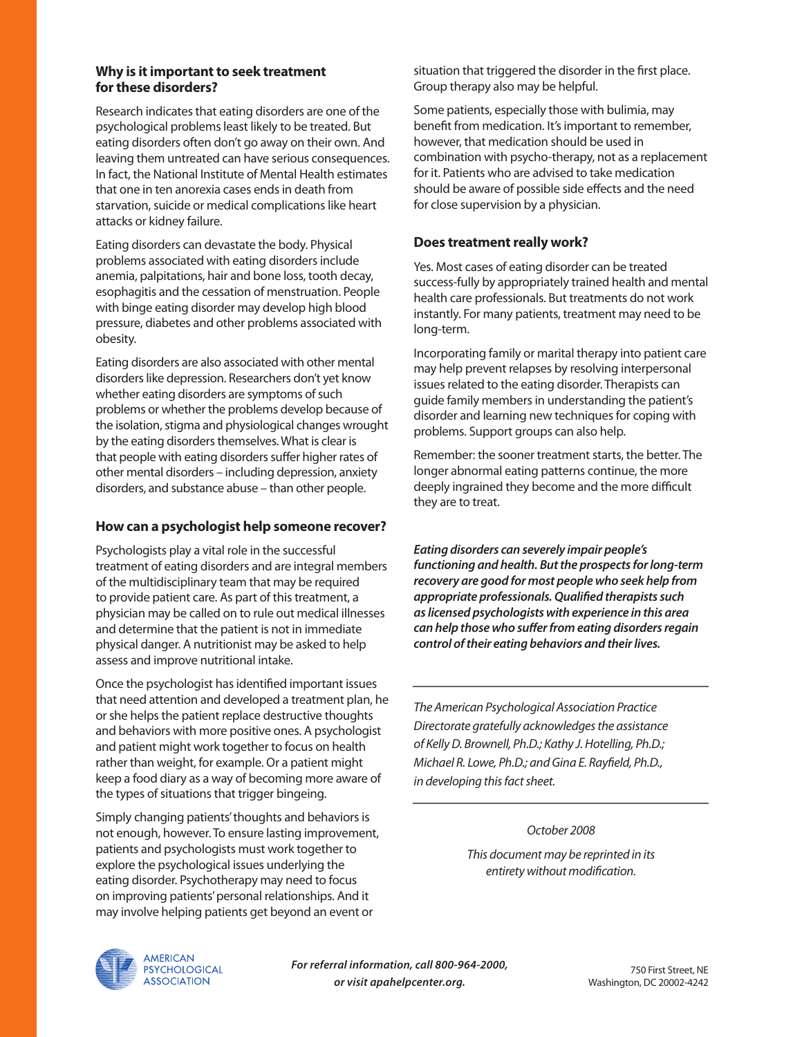## Why is it important to seek treatment for these disorders?

Research indicates that eating disorders are one of the psychological problems least likely to be treated. But eating disorders often don't go away on their own. And leaving them untreated can have serious consequences. In fact, the National Institute of Mental Health estimates that one in ten anorexia cases ends in death from starvation, suicide or medical complications like heart attacks or kidney failure.

Eating disorders can devastate the body. Physical problems associated with eating disorders include anemia, palpitations, hair and bone loss, tooth decay, esophagitis and the cessation of menstruation. People with binge eating disorder may develop high blood pressure, diabetes and other problems associated with obesity.

Eating disorders are also associated with other mental disorders like depression. Researchers don't yet know whether eating disorders are symptoms of such problems or whether the problems develop because of the isolation, stigma and physiological changes wrought by the eating disorders themselves. What is clear is that people with eating disorders suffer higher rates of other mental disorders – including depression, anxiety disorders, and substance abuse – than other people.

## How can a psychologist help someone recover?

Psychologists play a vital role in the successful treatment of eating disorders and are integral members of the multidisciplinary team that may be required to provide patient care. As part of this treatment, a physician may be called on to rule out medical illnesses and determine that the patient is not in immediate physical danger. A nutritionist may be asked to help assess and improve nutritional intake.

Once the psychologist has identified important issues that need attention and developed a treatment plan, he or she helps the patient replace destructive thoughts and behaviors with more positive ones. A psychologist and patient might work together to focus on health rather than weight, for example. Or a patient might keep a food diary as a way of becoming more aware of the types of situations that trigger bingeing.

Simply changing patients' thoughts and behaviors is not enough, however. To ensure lasting improvement, patients and psychologists must work together to explore the psychological issues underlying the eating disorder. Psychotherapy may need to focus on improving patients' personal relationships. And it may involve helping patients get beyond an event or situation that triggered the disorder in the first place. Group therapy also may be helpful.

Some patients, especially those with bulimia, may benefit from medication. It's important to remember, however, that medication should be used in combination with psycho-therapy, not as a replacement for it. Patients who are advised to take medication should be aware of possible side effects and the need for close supervision by a physician.

## Does treatment really work?

Yes. Most cases of eating disorder can be treated success-fully by appropriately trained health and mental health care professionals. But treatments do not work instantly. For many patients, treatment may need to be long-term.

Incorporating family or marital therapy into patient care may help prevent relapses by resolving interpersonal issues related to the eating disorder. Therapists can guide family members in understanding the patient's disorder and learning new techniques for coping with problems. Support groups can also help.

Remember: the sooner treatment starts, the better. The longer abnormal eating patterns continue, the more deeply ingrained they become and the more difficult they are to treat.

***Eating disorders can severely impair people's functioning and health. But the prospects for long-term recovery are good for most people who seek help from appropriate professionals. Qualified therapists such as licensed psychologists with experience in this area can help those who suffer from eating disorders regain control of their eating behaviors and their lives.***

---

*The American Psychological Association Practice Directorate gratefully acknowledges the assistance of Kelly D. Brownell, Ph.D.; Kathy J. Hotelling, Ph.D.; Michael R. Lowe, Ph.D.; and Gina E. Rayfield, Ph.D., in developing this fact sheet.*

---

*October 2008*

*This document may be reprinted in its entirety without modification.*

AMERICAN PSYCHOLOGICAL ASSOCIATION

***For referral information, call 800-964-2000, or visit apahelpcenter.org.***

750 First Street, NE
Washington, DC 20002-4242